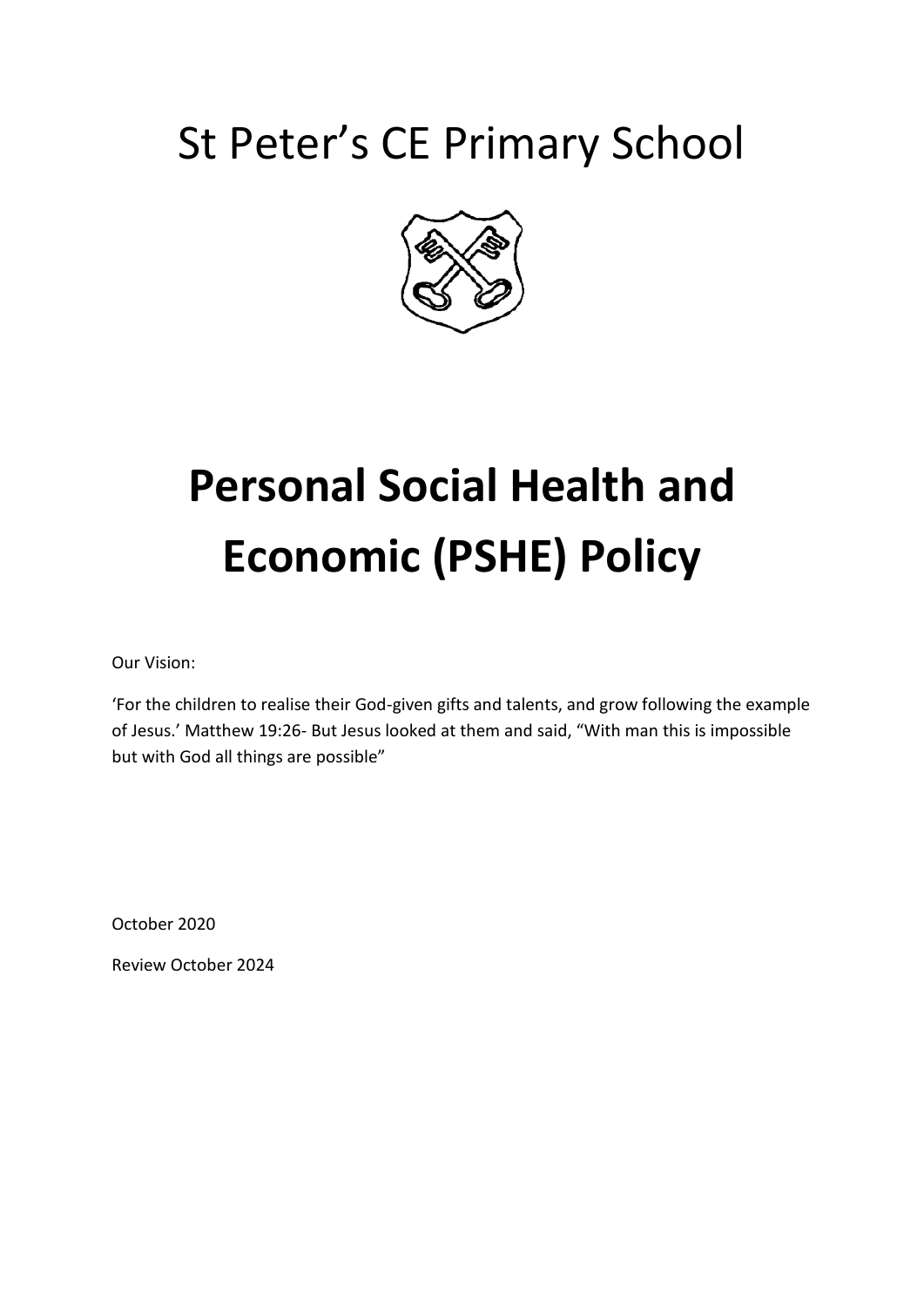# St Peter's CE Primary School

# Personal Social Health and Economic (PSHE) Policy

Our Vision:

'For the children to realise their God-given gifts and talents, and grow following the example of Jesus.' Matthew 19:26- But Jesus looked at them and said, "With man this is impossible but with God all things are possible"

October 2020

Review October 2024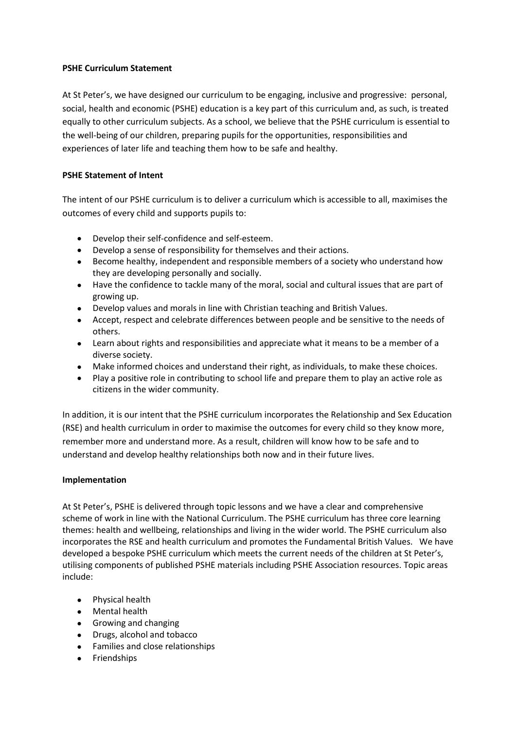**PSHE Curriculum Statement**

At St Peter's, we have designed our curriculum to be engaging, inclusive and progressive: personal, social, health and economic (PSHE) education is a key part of this curriculum and, as such, is treated equally to other curriculum subjects. As a school, we believe that the PSHE curriculum is essential to the well-being of our children, preparing pupils for the opportunities, responsibilities and experiences of later life and teaching them how to be safe and healthy.

**PSHE Statement of Intent**

The intent of our PSHE curriculum is to deliver a curriculum which is accessible to all, maximises the outcomes of every child and supports pupils to:

- Develop their self-confidence and self-esteem.
- Develop a sense of responsibility for themselves and their actions.
- Become healthy, independent and responsible members of a society who understand how they are developing personally and socially.
- Have the confidence to tackle many of the moral, social and cultural issues that are part of growing up.
- Develop values and morals in line with Christian teaching and British Values.
- Accept, respect and celebrate differences between people and be sensitive to the needs of others.
- Learn about rights and responsibilities and appreciate what it means to be a member of a diverse society.
- Make informed choices and understand their right, as individuals, to make these choices.
- Play a positive role in contributing to school life and prepare them to play an active role as citizens in the wider community.

In addition, it is our intent that the PSHE curriculum incorporates the Relationship and Sex Education (RSE) and health curriculum in order to maximise the outcomes for every child so they know more, remember more and understand more. As a result, children will know how to be safe and to understand and develop healthy relationships both now and in their future lives.

**Implementation**

At St Peter's, PSHE is delivered through topic lessons and we have a clear and comprehensive scheme of work in line with the National Curriculum. The PSHE curriculum has three core learning themes: health and wellbeing, relationships and living in the wider world. The PSHE curriculum also incorporates the RSE and health curriculum and promotes the Fundamental British Values. We have developed a bespoke PSHE curriculum which meets the current needs of the children at St Peter's, utilising components of published PSHE materials including PSHE Association resources. Topic areas include:

- Physical health
- Mental health
- Growing and changing
- Drugs, alcohol and tobacco
- Families and close relationships
- Friendships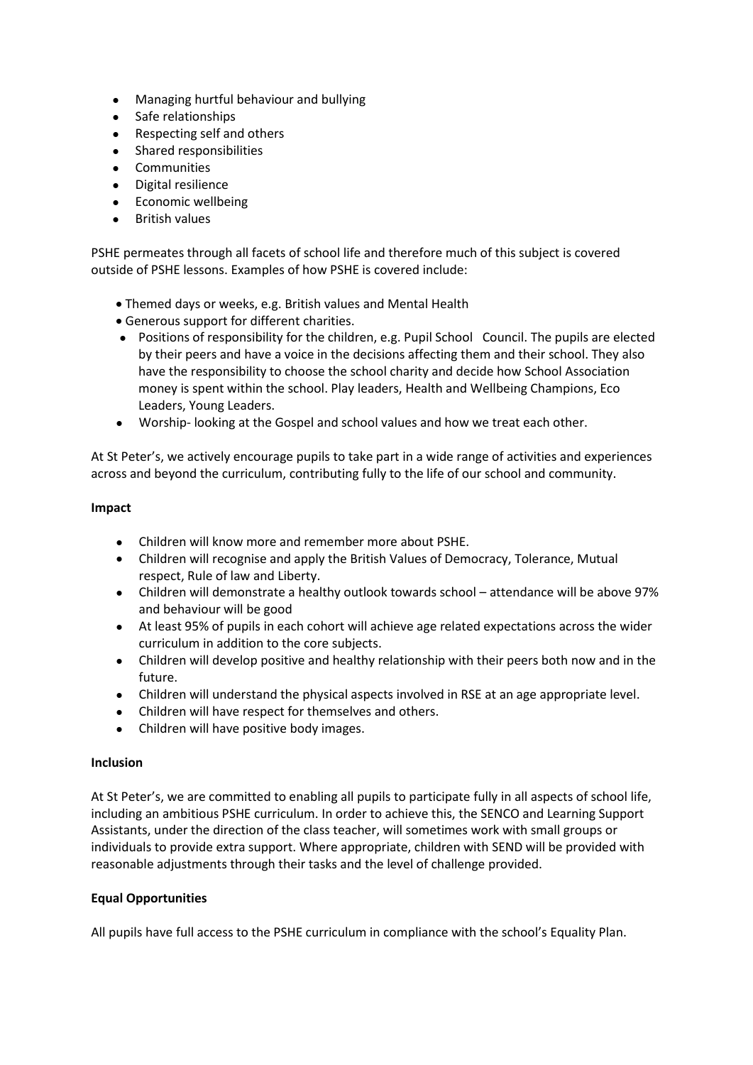- Managing hurtful behaviour and bullying
- Safe relationships
- Respecting self and others
- Shared responsibilities
- Communities
- Digital resilience
- Economic wellbeing
- British values

PSHE permeates through all facets of school life and therefore much of this subject is covered outside of PSHE lessons. Examples of how PSHE is covered include:

- Themed days or weeks, e.g. British values and Mental Health
- Generous support for different charities.
- Positions of responsibility for the children, e.g. Pupil School Council. The pupils are elected by their peers and have a voice in the decisions affecting them and their school. They also have the responsibility to choose the school charity and decide how School Association money is spent within the school. Play leaders, Health and Wellbeing Champions, Eco Leaders, Young Leaders.
- Worship- looking at the Gospel and school values and how we treat each other.

At St Peter's, we actively encourage pupils to take part in a wide range of activities and experiences across and beyond the curriculum, contributing fully to the life of our school and community.

**Impact**

- Children will know more and remember more about PSHE.
- Children will recognise and apply the British Values of Democracy, Tolerance, Mutual respect, Rule of law and Liberty.
- Children will demonstrate a healthy outlook towards school – attendance will be above 97% and behaviour will be good
- At least 95% of pupils in each cohort will achieve age related expectations across the wider curriculum in addition to the core subjects.
- Children will develop positive and healthy relationship with their peers both now and in the future.
- Children will understand the physical aspects involved in RSE at an age appropriate level.
- Children will have respect for themselves and others.
- Children will have positive body images.

**Inclusion**

At St Peter's, we are committed to enabling all pupils to participate fully in all aspects of school life, including an ambitious PSHE curriculum. In order to achieve this, the SENCO and Learning Support Assistants, under the direction of the class teacher, will sometimes work with small groups or individuals to provide extra support. Where appropriate, children with SEND will be provided with reasonable adjustments through their tasks and the level of challenge provided.

**Equal Opportunities**

All pupils have full access to the PSHE curriculum in compliance with the school's Equality Plan.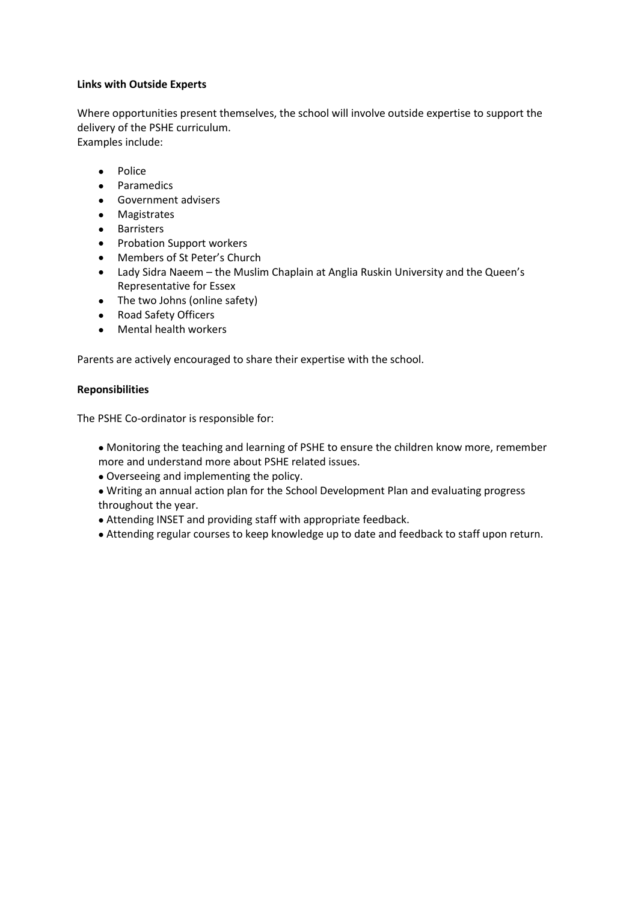**Links with Outside Experts**

Where opportunities present themselves, the school will involve outside expertise to support the delivery of the PSHE curriculum.
Examples include:

- Police
- Paramedics
- Government advisers
- Magistrates
- Barristers
- Probation Support workers
- Members of St Peter's Church
- Lady Sidra Naeem – the Muslim Chaplain at Anglia Ruskin University and the Queen's Representative for Essex
- The two Johns (online safety)
- Road Safety Officers
- Mental health workers

Parents are actively encouraged to share their expertise with the school.

**Reponsibilities**

The PSHE Co-ordinator is responsible for:

- Monitoring the teaching and learning of PSHE to ensure the children know more, remember more and understand more about PSHE related issues.
- Overseeing and implementing the policy.
- Writing an annual action plan for the School Development Plan and evaluating progress throughout the year.
- Attending INSET and providing staff with appropriate feedback.
- Attending regular courses to keep knowledge up to date and feedback to staff upon return.